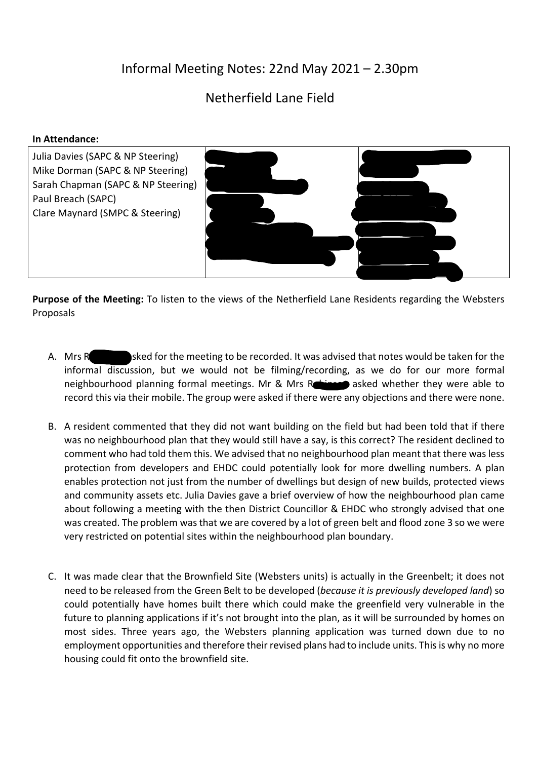# Informal Meeting Notes: 22nd May 2021 – 2.30pm

## Netherfield Lane Field

**In Attendance:**

| | | |
|---|---|---|
| Julia Davies (SAPC & NP Steering) | [redacted] | [redacted] |
| Mike Dorman (SAPC & NP Steering) | [redacted] | [redacted] |
| Sarah Chapman (SAPC & NP Steering) | [redacted] | [redacted] |
| Paul Breach (SAPC) | [redacted] | [redacted] |
| Clare Maynard (SMPC & Steering) | [redacted] | [redacted] |
| | [redacted] | [redacted] |
| | [redacted] | [redacted] |
| | [redacted] | [redacted] |
| | | [redacted] |

**Purpose of the Meeting:** To listen to the views of the Netherfield Lane Residents regarding the Websters Proposals

A. Mrs R[redacted]sked for the meeting to be recorded. It was advised that notes would be taken for the informal discussion, but we would not be filming/recording, as we do for our more formal neighbourhood planning formal meetings. Mr & Mrs R[redacted] asked whether they were able to record this via their mobile. The group were asked if there were any objections and there were none.

B. A resident commented that they did not want building on the field but had been told that if there was no neighbourhood plan that they would still have a say, is this correct? The resident declined to comment who had told them this. We advised that no neighbourhood plan meant that there was less protection from developers and EHDC could potentially look for more dwelling numbers. A plan enables protection not just from the number of dwellings but design of new builds, protected views and community assets etc. Julia Davies gave a brief overview of how the neighbourhood plan came about following a meeting with the then District Councillor & EHDC who strongly advised that one was created. The problem was that we are covered by a lot of green belt and flood zone 3 so we were very restricted on potential sites within the neighbourhood plan boundary.

C. It was made clear that the Brownfield Site (Websters units) is actually in the Greenbelt; it does not need to be released from the Green Belt to be developed (*because it is previously developed land*) so could potentially have homes built there which could make the greenfield very vulnerable in the future to planning applications if it's not brought into the plan, as it will be surrounded by homes on most sides. Three years ago, the Websters planning application was turned down due to no employment opportunities and therefore their revised plans had to include units. This is why no more housing could fit onto the brownfield site.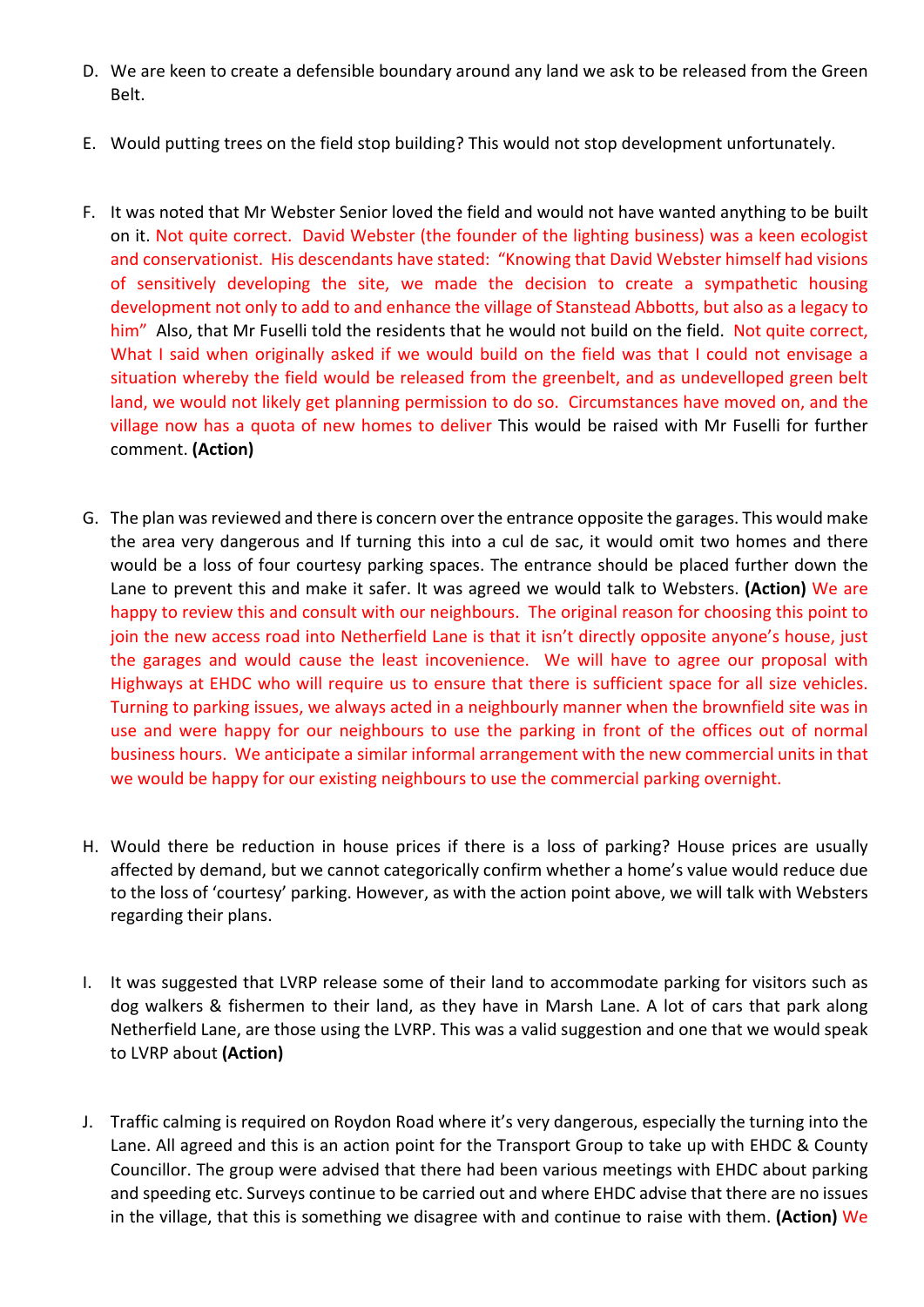D. We are keen to create a defensible boundary around any land we ask to be released from the Green Belt.

E. Would putting trees on the field stop building? This would not stop development unfortunately.

F. It was noted that Mr Webster Senior loved the field and would not have wanted anything to be built on it. Not quite correct. David Webster (the founder of the lighting business) was a keen ecologist and conservationist. His descendants have stated: "Knowing that David Webster himself had visions of sensitively developing the site, we made the decision to create a sympathetic housing development not only to add to and enhance the village of Stanstead Abbotts, but also as a legacy to him" Also, that Mr Fuselli told the residents that he would not build on the field. Not quite correct, What I said when originally asked if we would build on the field was that I could not envisage a situation whereby the field would be released from the greenbelt, and as undevelloped green belt land, we would not likely get planning permission to do so. Circumstances have moved on, and the village now has a quota of new homes to deliver This would be raised with Mr Fuselli for further comment. **(Action)**

G. The plan was reviewed and there is concern over the entrance opposite the garages. This would make the area very dangerous and If turning this into a cul de sac, it would omit two homes and there would be a loss of four courtesy parking spaces. The entrance should be placed further down the Lane to prevent this and make it safer. It was agreed we would talk to Websters. **(Action)** We are happy to review this and consult with our neighbours. The original reason for choosing this point to join the new access road into Netherfield Lane is that it isn't directly opposite anyone's house, just the garages and would cause the least incovenience. We will have to agree our proposal with Highways at EHDC who will require us to ensure that there is sufficient space for all size vehicles. Turning to parking issues, we always acted in a neighbourly manner when the brownfield site was in use and were happy for our neighbours to use the parking in front of the offices out of normal business hours. We anticipate a similar informal arrangement with the new commercial units in that we would be happy for our existing neighbours to use the commercial parking overnight.

H. Would there be reduction in house prices if there is a loss of parking? House prices are usually affected by demand, but we cannot categorically confirm whether a home's value would reduce due to the loss of 'courtesy' parking. However, as with the action point above, we will talk with Websters regarding their plans.

I. It was suggested that LVRP release some of their land to accommodate parking for visitors such as dog walkers & fishermen to their land, as they have in Marsh Lane. A lot of cars that park along Netherfield Lane, are those using the LVRP. This was a valid suggestion and one that we would speak to LVRP about **(Action)**

J. Traffic calming is required on Roydon Road where it's very dangerous, especially the turning into the Lane. All agreed and this is an action point for the Transport Group to take up with EHDC & County Councillor. The group were advised that there had been various meetings with EHDC about parking and speeding etc. Surveys continue to be carried out and where EHDC advise that there are no issues in the village, that this is something we disagree with and continue to raise with them. **(Action)** We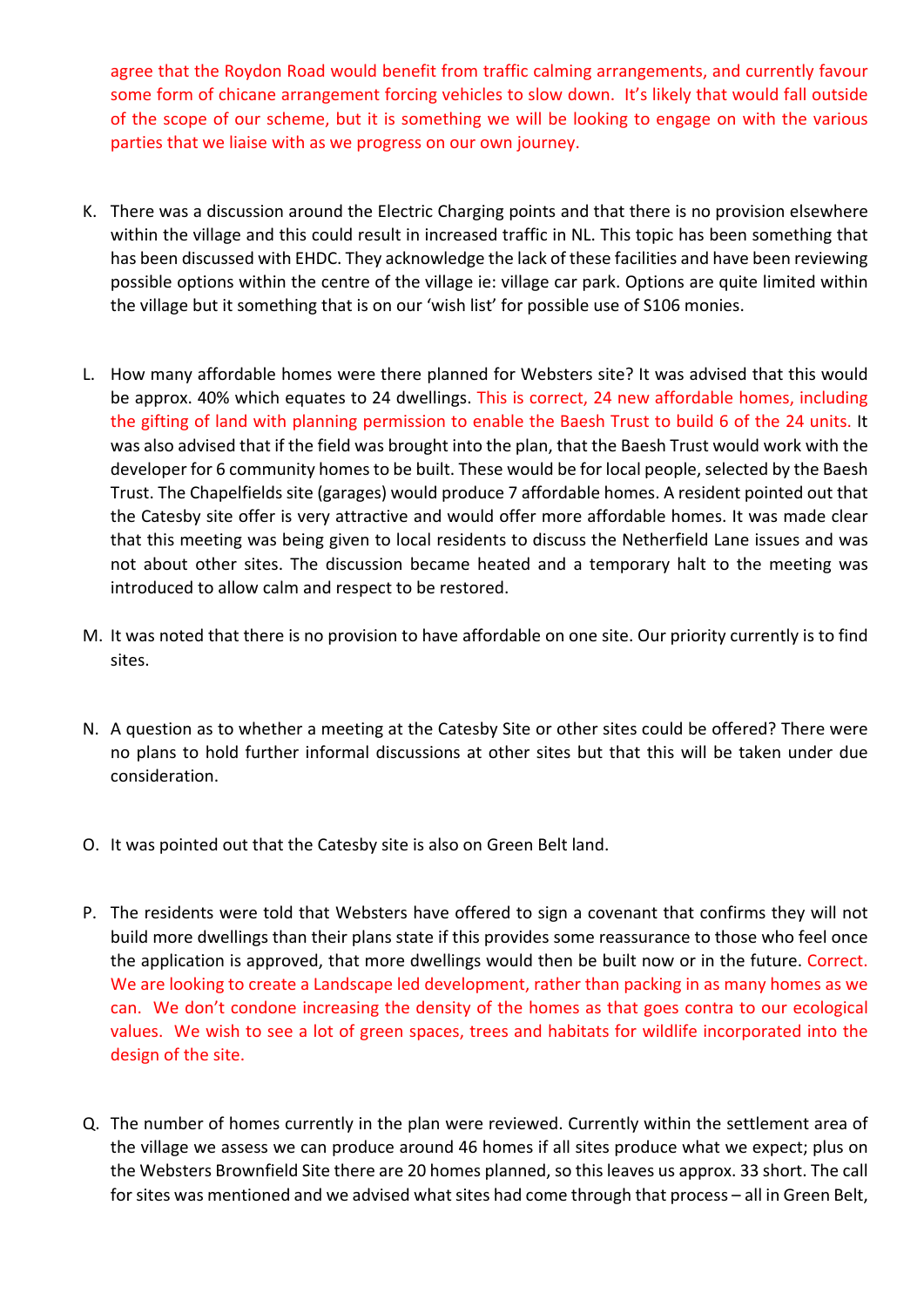agree that the Roydon Road would benefit from traffic calming arrangements, and currently favour some form of chicane arrangement forcing vehicles to slow down. It's likely that would fall outside of the scope of our scheme, but it is something we will be looking to engage on with the various parties that we liaise with as we progress on our own journey.

K. There was a discussion around the Electric Charging points and that there is no provision elsewhere within the village and this could result in increased traffic in NL. This topic has been something that has been discussed with EHDC. They acknowledge the lack of these facilities and have been reviewing possible options within the centre of the village ie: village car park. Options are quite limited within the village but it something that is on our 'wish list' for possible use of S106 monies.

L. How many affordable homes were there planned for Websters site? It was advised that this would be approx. 40% which equates to 24 dwellings. This is correct, 24 new affordable homes, including the gifting of land with planning permission to enable the Baesh Trust to build 6 of the 24 units. It was also advised that if the field was brought into the plan, that the Baesh Trust would work with the developer for 6 community homes to be built. These would be for local people, selected by the Baesh Trust. The Chapelfields site (garages) would produce 7 affordable homes. A resident pointed out that the Catesby site offer is very attractive and would offer more affordable homes. It was made clear that this meeting was being given to local residents to discuss the Netherfield Lane issues and was not about other sites. The discussion became heated and a temporary halt to the meeting was introduced to allow calm and respect to be restored.

M. It was noted that there is no provision to have affordable on one site. Our priority currently is to find sites.

N. A question as to whether a meeting at the Catesby Site or other sites could be offered? There were no plans to hold further informal discussions at other sites but that this will be taken under due consideration.

O. It was pointed out that the Catesby site is also on Green Belt land.

P. The residents were told that Websters have offered to sign a covenant that confirms they will not build more dwellings than their plans state if this provides some reassurance to those who feel once the application is approved, that more dwellings would then be built now or in the future. Correct. We are looking to create a Landscape led development, rather than packing in as many homes as we can. We don't condone increasing the density of the homes as that goes contra to our ecological values. We wish to see a lot of green spaces, trees and habitats for wildlife incorporated into the design of the site.

Q. The number of homes currently in the plan were reviewed. Currently within the settlement area of the village we assess we can produce around 46 homes if all sites produce what we expect; plus on the Websters Brownfield Site there are 20 homes planned, so this leaves us approx. 33 short. The call for sites was mentioned and we advised what sites had come through that process – all in Green Belt,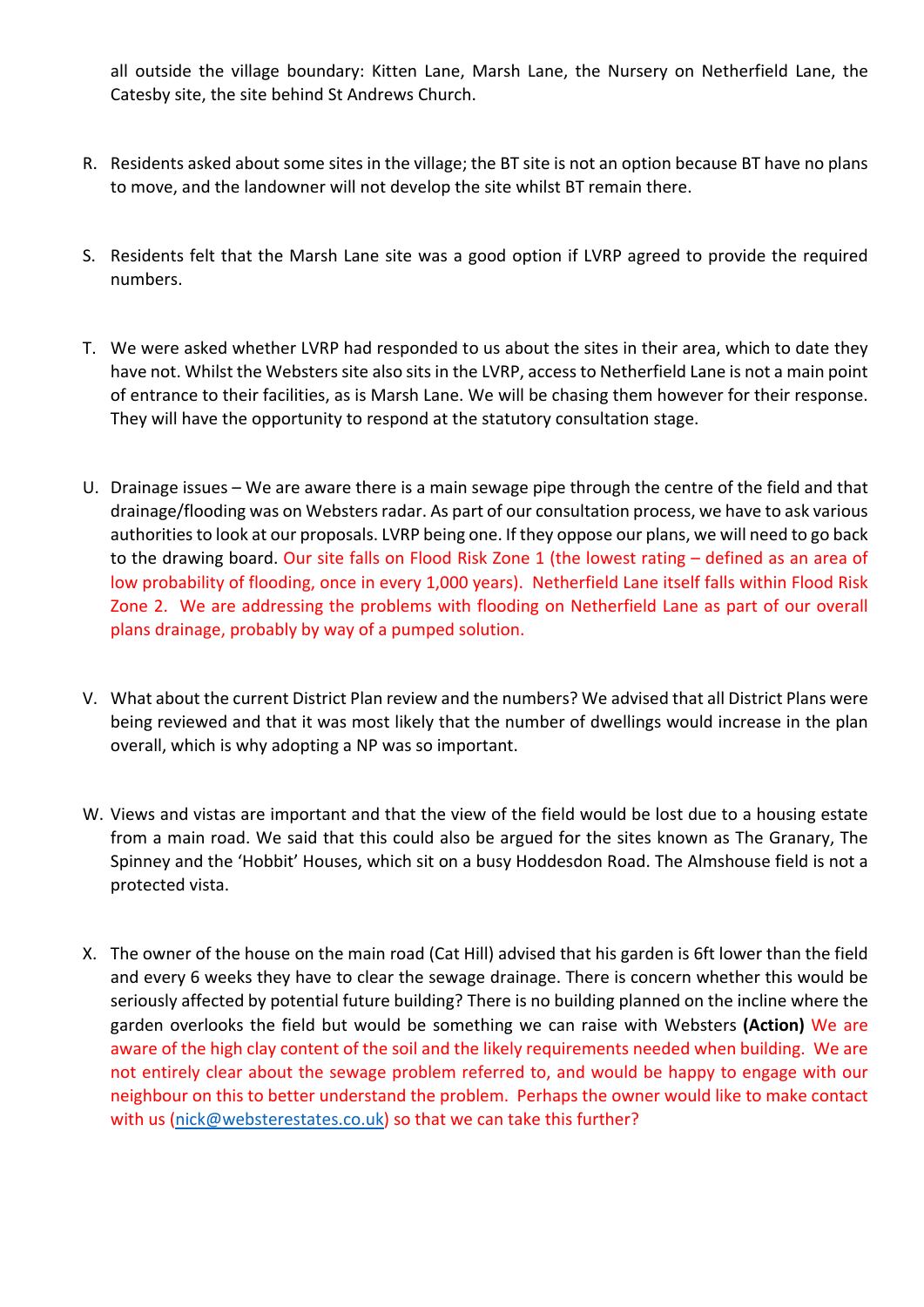all outside the village boundary: Kitten Lane, Marsh Lane, the Nursery on Netherfield Lane, the Catesby site, the site behind St Andrews Church.

R. Residents asked about some sites in the village; the BT site is not an option because BT have no plans to move, and the landowner will not develop the site whilst BT remain there.

S. Residents felt that the Marsh Lane site was a good option if LVRP agreed to provide the required numbers.

T. We were asked whether LVRP had responded to us about the sites in their area, which to date they have not. Whilst the Websters site also sits in the LVRP, access to Netherfield Lane is not a main point of entrance to their facilities, as is Marsh Lane. We will be chasing them however for their response. They will have the opportunity to respond at the statutory consultation stage.

U. Drainage issues – We are aware there is a main sewage pipe through the centre of the field and that drainage/flooding was on Websters radar. As part of our consultation process, we have to ask various authorities to look at our proposals. LVRP being one. If they oppose our plans, we will need to go back to the drawing board. Our site falls on Flood Risk Zone 1 (the lowest rating – defined as an area of low probability of flooding, once in every 1,000 years). Netherfield Lane itself falls within Flood Risk Zone 2. We are addressing the problems with flooding on Netherfield Lane as part of our overall plans drainage, probably by way of a pumped solution.

V. What about the current District Plan review and the numbers? We advised that all District Plans were being reviewed and that it was most likely that the number of dwellings would increase in the plan overall, which is why adopting a NP was so important.

W. Views and vistas are important and that the view of the field would be lost due to a housing estate from a main road. We said that this could also be argued for the sites known as The Granary, The Spinney and the 'Hobbit' Houses, which sit on a busy Hoddesdon Road. The Almshouse field is not a protected vista.

X. The owner of the house on the main road (Cat Hill) advised that his garden is 6ft lower than the field and every 6 weeks they have to clear the sewage drainage. There is concern whether this would be seriously affected by potential future building? There is no building planned on the incline where the garden overlooks the field but would be something we can raise with Websters **(Action)** We are aware of the high clay content of the soil and the likely requirements needed when building. We are not entirely clear about the sewage problem referred to, and would be happy to engage with our neighbour on this to better understand the problem. Perhaps the owner would like to make contact with us (nick@websterestates.co.uk) so that we can take this further?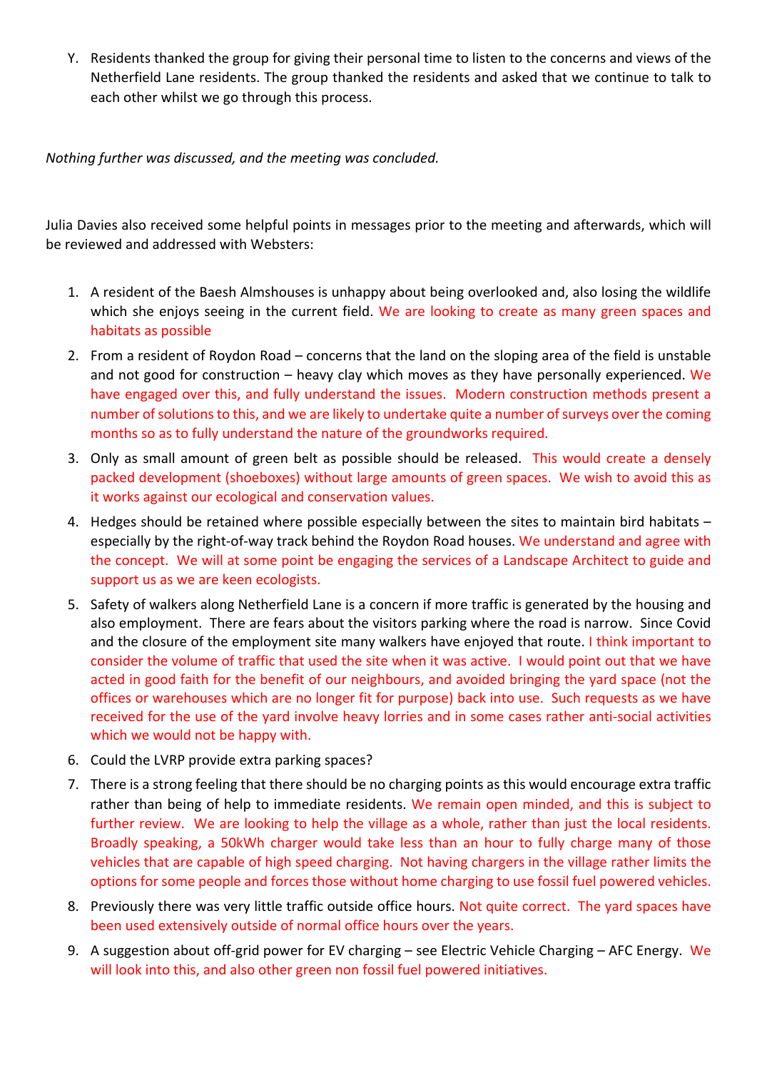Y. Residents thanked the group for giving their personal time to listen to the concerns and views of the Netherfield Lane residents. The group thanked the residents and asked that we continue to talk to each other whilst we go through this process.

*Nothing further was discussed, and the meeting was concluded.*

Julia Davies also received some helpful points in messages prior to the meeting and afterwards, which will be reviewed and addressed with Websters:

1. A resident of the Baesh Almshouses is unhappy about being overlooked and, also losing the wildlife which she enjoys seeing in the current field. We are looking to create as many green spaces and habitats as possible
2. From a resident of Roydon Road – concerns that the land on the sloping area of the field is unstable and not good for construction – heavy clay which moves as they have personally experienced. We have engaged over this, and fully understand the issues. Modern construction methods present a number of solutions to this, and we are likely to undertake quite a number of surveys over the coming months so as to fully understand the nature of the groundworks required.
3. Only as small amount of green belt as possible should be released. This would create a densely packed development (shoeboxes) without large amounts of green spaces. We wish to avoid this as it works against our ecological and conservation values.
4. Hedges should be retained where possible especially between the sites to maintain bird habitats – especially by the right-of-way track behind the Roydon Road houses. We understand and agree with the concept. We will at some point be engaging the services of a Landscape Architect to guide and support us as we are keen ecologists.
5. Safety of walkers along Netherfield Lane is a concern if more traffic is generated by the housing and also employment. There are fears about the visitors parking where the road is narrow. Since Covid and the closure of the employment site many walkers have enjoyed that route. I think important to consider the volume of traffic that used the site when it was active. I would point out that we have acted in good faith for the benefit of our neighbours, and avoided bringing the yard space (not the offices or warehouses which are no longer fit for purpose) back into use. Such requests as we have received for the use of the yard involve heavy lorries and in some cases rather anti-social activities which we would not be happy with.
6. Could the LVRP provide extra parking spaces?
7. There is a strong feeling that there should be no charging points as this would encourage extra traffic rather than being of help to immediate residents. We remain open minded, and this is subject to further review. We are looking to help the village as a whole, rather than just the local residents. Broadly speaking, a 50kWh charger would take less than an hour to fully charge many of those vehicles that are capable of high speed charging. Not having chargers in the village rather limits the options for some people and forces those without home charging to use fossil fuel powered vehicles.
8. Previously there was very little traffic outside office hours. Not quite correct. The yard spaces have been used extensively outside of normal office hours over the years.
9. A suggestion about off-grid power for EV charging – see Electric Vehicle Charging – AFC Energy. We will look into this, and also other green non fossil fuel powered initiatives.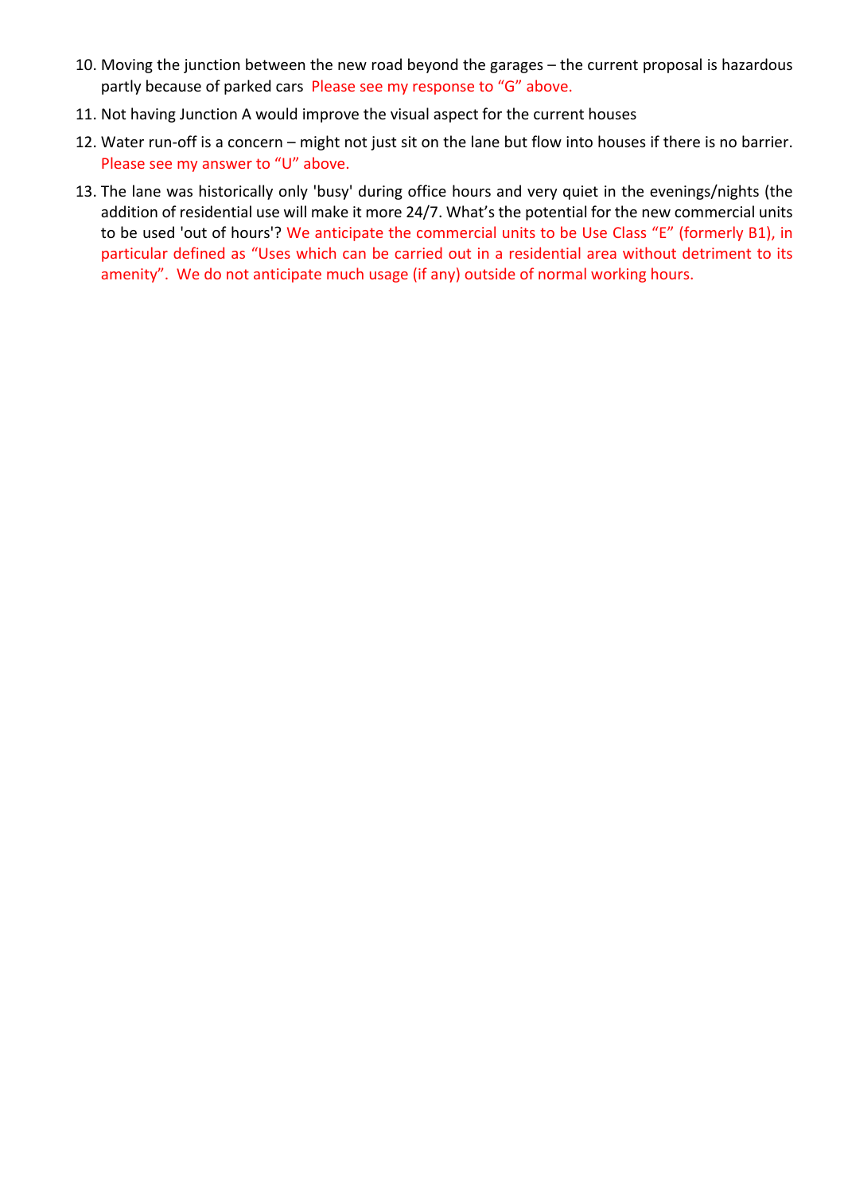10. Moving the junction between the new road beyond the garages – the current proposal is hazardous partly because of parked cars Please see my response to "G" above.
11. Not having Junction A would improve the visual aspect for the current houses
12. Water run-off is a concern – might not just sit on the lane but flow into houses if there is no barrier. Please see my answer to "U" above.
13. The lane was historically only 'busy' during office hours and very quiet in the evenings/nights (the addition of residential use will make it more 24/7. What's the potential for the new commercial units to be used 'out of hours'? We anticipate the commercial units to be Use Class "E" (formerly B1), in particular defined as "Uses which can be carried out in a residential area without detriment to its amenity". We do not anticipate much usage (if any) outside of normal working hours.